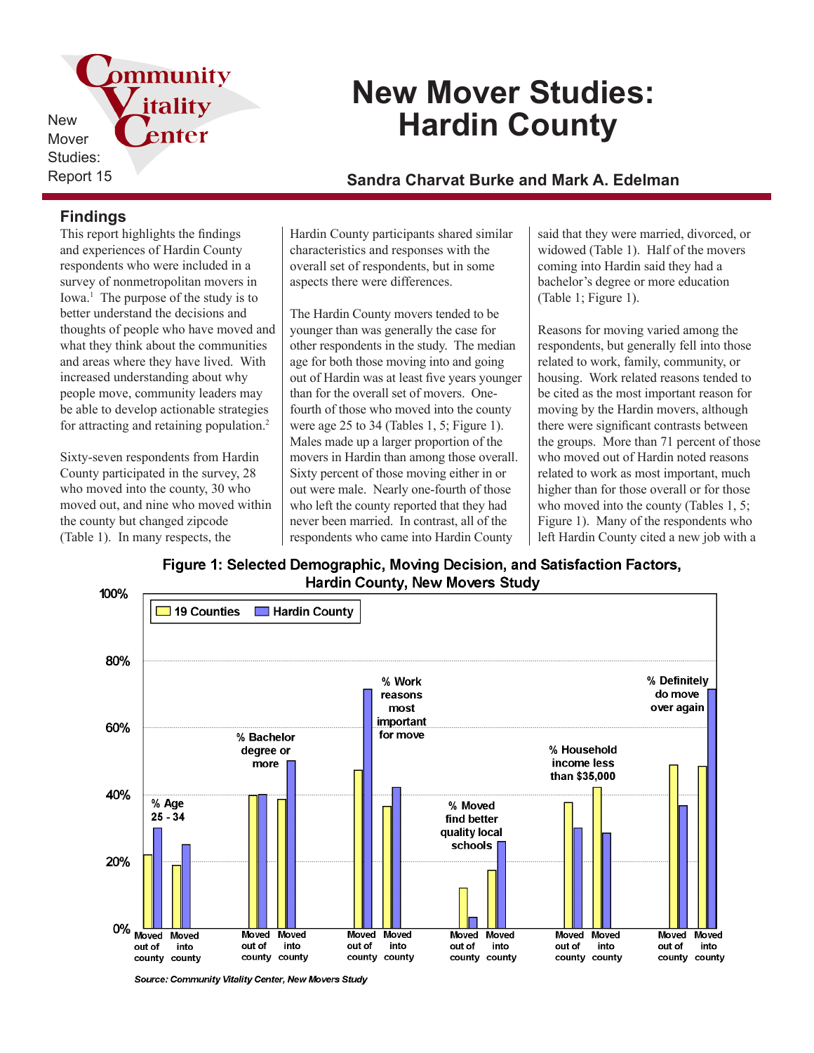Community Vitality Center

New Mover Studies: Report 15

# New Mover Studies: Hardin County

**Sandra Charvat Burke and Mark A. Edelman**

## Findings

This report highlights the findings and experiences of Hardin County respondents who were included in a survey of nonmetropolitan movers in Iowa.[1] The purpose of the study is to better understand the decisions and thoughts of people who have moved and what they think about the communities and areas where they have lived. With increased understanding about why people move, community leaders may be able to develop actionable strategies for attracting and retaining population.[2]

Sixty-seven respondents from Hardin County participated in the survey, 28 who moved into the county, 30 who moved out, and nine who moved within the county but changed zipcode (Table 1). In many respects, the Hardin County participants shared similar characteristics and responses with the overall set of respondents, but in some aspects there were differences.

The Hardin County movers tended to be younger than was generally the case for other respondents in the study. The median age for both those moving into and going out of Hardin was at least five years younger than for the overall set of movers. One-fourth of those who moved into the county were age 25 to 34 (Tables 1, 5; Figure 1). Males made up a larger proportion of the movers in Hardin than among those overall. Sixty percent of those moving either in or out were male. Nearly one-fourth of those who left the county reported that they had never been married. In contrast, all of the respondents who came into Hardin County said that they were married, divorced, or widowed (Table 1). Half of the movers coming into Hardin said they had a bachelor's degree or more education (Table 1; Figure 1).

Reasons for moving varied among the respondents, but generally fell into those related to work, family, community, or housing. Work related reasons tended to be cited as the most important reason for moving by the Hardin movers, although there were significant contrasts between the groups. More than 71 percent of those who moved out of Hardin noted reasons related to work as most important, much higher than for those overall or for those who moved into the county (Tables 1, 5; Figure 1). Many of the respondents who left Hardin County cited a new job with a

**Figure 1: Selected Demographic, Moving Decision, and Satisfaction Factors, Hardin County, New Movers Study**

| Factor | Group | 19 Counties | Hardin County |
|---|---|---|---|
| % Age 25 - 34 | Moved out of county | 22% | 30% |
| | Moved into county | 19% | 25% |
| % Bachelor degree or more | Moved out of county | 40% | 40% |
| | Moved into county | 39% | 50% |
| % Work reasons most important for move | Moved out of county | 47% | 71% |
| | Moved into county | 37% | 42% |
| % Moved find better quality local schools | Moved out of county | 12% | 3% |
| | Moved into county | 17% | 26% |
| % Household income less than $35,000 | Moved out of county | 38% | 30% |
| | Moved into county | 42% | 29% |
| % Definitely do move over again | Moved out of county | 49% | 37% |
| | Moved into county | 48% | 71% |

*Source: Community Vitality Center, New Movers Study*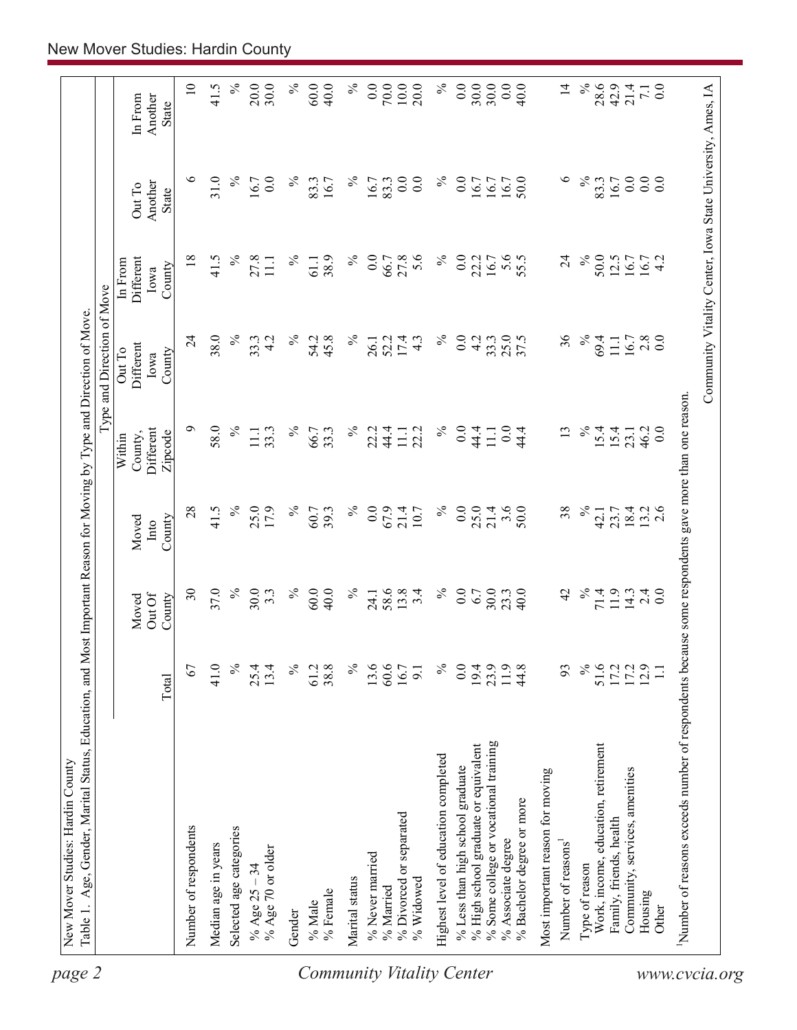New Mover Studies: Hardin County

Table 1. Age, Gender, Marital Status, Education, and Most Important Reason for Moving by Type and Direction of Move.

| | Total | Moved Out Of County | Moved Into County | Type and Direction of Move: Within County, Different Zipcode | Out To Different Iowa County | In From Different Iowa County | Out To Another State | In From Another State |
|---|---|---|---|---|---|---|---|---|
| Number of respondents | 67 | 30 | 28 | 9 | 24 | 18 | 6 | 10 |
| Median age in years | 41.0 | 37.0 | 41.5 | 58.0 | 38.0 | 41.5 | 31.0 | 41.5 |
| Selected age categories | % | % | % | % | % | % | % | % |
| % Age 25 – 34 | 25.4 | 30.0 | 25.0 | 11.1 | 33.3 | 27.8 | 16.7 | 20.0 |
| % Age 70 or older | 13.4 | 3.3 | 17.9 | 33.3 | 4.2 | 11.1 | 0.0 | 30.0 |
| Gender | % | % | % | % | % | % | % | % |
| % Male | 61.2 | 60.0 | 60.7 | 66.7 | 54.2 | 61.1 | 83.3 | 60.0 |
| % Female | 38.8 | 40.0 | 39.3 | 33.3 | 45.8 | 38.9 | 16.7 | 40.0 |
| Marital status | % | % | % | % | % | % | % | % |
| % Never married | 13.6 | 24.1 | 0.0 | 22.2 | 26.1 | 0.0 | 16.7 | 0.0 |
| % Married | 60.6 | 58.6 | 67.9 | 44.4 | 52.2 | 66.7 | 83.3 | 70.0 |
| % Divorced or separated | 16.7 | 13.8 | 21.4 | 11.1 | 17.4 | 27.8 | 0.0 | 10.0 |
| % Widowed | 9.1 | 3.4 | 10.7 | 22.2 | 4.3 | 5.6 | 0.0 | 20.0 |
| Highest level of education completed | % | % | % | % | % | % | % | % |
| % Less than high school graduate | 0.0 | 0.0 | 0.0 | 0.0 | 0.0 | 0.0 | 0.0 | 0.0 |
| % High school graduate or equivalent | 19.4 | 6.7 | 25.0 | 44.4 | 4.2 | 22.2 | 16.7 | 30.0 |
| % Some college or vocational training | 23.9 | 30.0 | 21.4 | 11.1 | 33.3 | 16.7 | 16.7 | 30.0 |
| % Associate degree | 11.9 | 23.3 | 3.6 | 0.0 | 25.0 | 5.6 | 16.7 | 0.0 |
| % Bachelor degree or more | 44.8 | 40.0 | 50.0 | 44.4 | 37.5 | 55.5 | 50.0 | 40.0 |
| Most important reason for moving | | | | | | | | |
| Number of reasons[1] | 93 | 42 | 38 | 13 | 36 | 24 | 6 | 14 |
| Type of reason | % | % | % | % | % | % | % | % |
| Work, income, education, retirement | 51.6 | 71.4 | 42.1 | 15.4 | 69.4 | 50.0 | 83.3 | 28.6 |
| Family, friends, health | 17.2 | 11.9 | 23.7 | 15.4 | 11.1 | 12.5 | 16.7 | 42.9 |
| Community, services, amenities | 17.2 | 14.3 | 18.4 | 23.1 | 16.7 | 16.7 | 0.0 | 21.4 |
| Housing | 12.9 | 2.4 | 13.2 | 46.2 | 2.8 | 16.7 | 0.0 | 7.1 |
| Other | 1.1 | 0.0 | 2.6 | 0.0 | 0.0 | 4.2 | 0.0 | 0.0 |

[1]Number of reasons exceeds number of respondents because some respondents gave more than one reason.

Community Vitality Center, Iowa State University, Ames, IA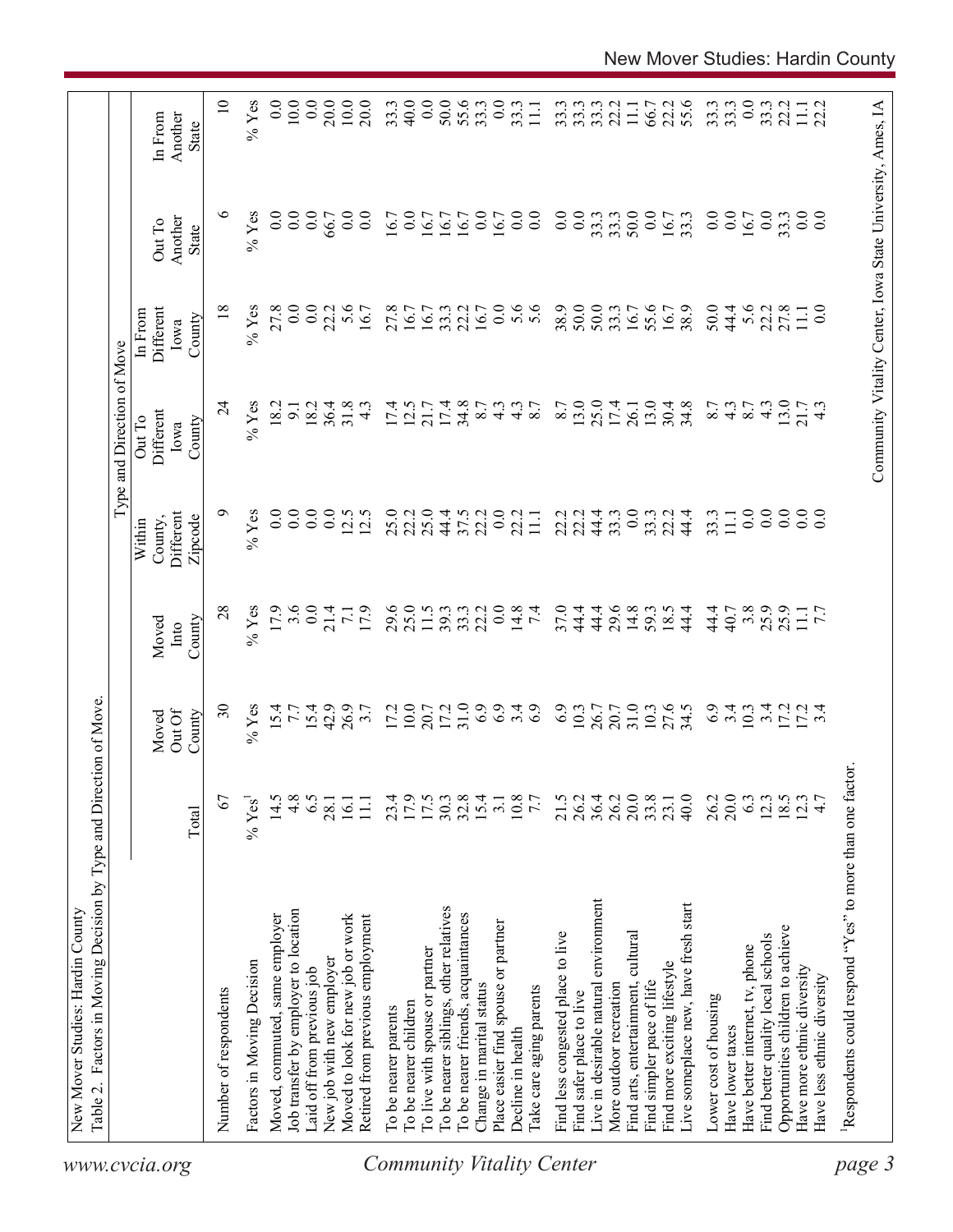New Mover Studies: Hardin County

Table 2. Factors in Moving Decision by Type and Direction of Move.

| | | | | Type and Direction of Move | | | | |
|---|---|---|---|---|---|---|---|---|
| | Total | Moved Out Of County | Moved Into County | Within County, Different Zipcode | Out To Different Iowa County | In From Different Iowa County | Out To Another State | In From Another State |
| Number of respondents | 67 | 30 | 28 | 9 | 24 | 18 | 6 | 10 |
| Factors in Moving Decision | % Yes[1] | % Yes | % Yes | % Yes | % Yes | % Yes | % Yes | % Yes |
| Moved, commuted, same employer | 14.5 | 15.4 | 17.9 | 0.0 | 18.2 | 27.8 | 0.0 | 0.0 |
| Job transfer by employer to location | 4.8 | 7.7 | 3.6 | 0.0 | 9.1 | 0.0 | 0.0 | 10.0 |
| Laid off from previous job | 6.5 | 15.4 | 0.0 | 0.0 | 18.2 | 0.0 | 0.0 | 0.0 |
| New job with new employer | 28.1 | 42.9 | 21.4 | 0.0 | 36.4 | 22.2 | 66.7 | 20.0 |
| Moved to look for new job or work | 16.1 | 26.9 | 7.1 | 12.5 | 31.8 | 5.6 | 0.0 | 10.0 |
| Retired from previous employment | 11.1 | 3.7 | 17.9 | 12.5 | 4.3 | 16.7 | 0.0 | 20.0 |
| To be nearer parents | 23.4 | 17.2 | 29.6 | 25.0 | 17.4 | 27.8 | 16.7 | 33.3 |
| To be nearer children | 17.9 | 10.0 | 25.0 | 22.2 | 12.5 | 16.7 | 0.0 | 40.0 |
| To live with spouse or partner | 17.5 | 20.7 | 11.5 | 25.0 | 21.7 | 16.7 | 16.7 | 0.0 |
| To be nearer siblings, other relatives | 30.3 | 17.2 | 39.3 | 44.4 | 17.4 | 33.3 | 16.7 | 50.0 |
| To be nearer friends, acquaintances | 32.8 | 31.0 | 33.3 | 37.5 | 34.8 | 22.2 | 16.7 | 55.6 |
| Change in marital status | 15.4 | 6.9 | 22.2 | 22.2 | 8.7 | 16.7 | 0.0 | 33.3 |
| Place easier find spouse or partner | 3.1 | 6.9 | 0.0 | 0.0 | 4.3 | 0.0 | 16.7 | 0.0 |
| Decline in health | 10.8 | 3.4 | 14.8 | 22.2 | 4.3 | 5.6 | 0.0 | 33.3 |
| Take care aging parents | 7.7 | 6.9 | 7.4 | 11.1 | 8.7 | 5.6 | 0.0 | 11.1 |
| Find less congested place to live | 21.5 | 6.9 | 37.0 | 22.2 | 8.7 | 38.9 | 0.0 | 33.3 |
| Find safer place to live | 26.2 | 10.3 | 44.4 | 22.2 | 13.0 | 50.0 | 0.0 | 33.3 |
| Live in desirable natural environment | 36.4 | 26.7 | 44.4 | 44.4 | 25.0 | 50.0 | 33.3 | 33.3 |
| More outdoor recreation | 26.2 | 20.7 | 29.6 | 33.3 | 17.4 | 33.3 | 33.3 | 22.2 |
| Find arts, entertainment, cultural | 20.0 | 31.0 | 14.8 | 0.0 | 26.1 | 16.7 | 50.0 | 11.1 |
| Find simpler pace of life | 33.8 | 10.3 | 59.3 | 33.3 | 13.0 | 55.6 | 0.0 | 66.7 |
| Find more exciting lifestyle | 23.1 | 27.6 | 18.5 | 22.2 | 30.4 | 16.7 | 16.7 | 22.2 |
| Live someplace new, have fresh start | 40.0 | 34.5 | 44.4 | 44.4 | 34.8 | 38.9 | 33.3 | 55.6 |
| Lower cost of housing | 26.2 | 6.9 | 44.4 | 33.3 | 8.7 | 50.0 | 0.0 | 33.3 |
| Have lower taxes | 20.0 | 3.4 | 40.7 | 11.1 | 4.3 | 44.4 | 0.0 | 33.3 |
| Have better internet, tv, phone | 6.3 | 10.3 | 3.8 | 0.0 | 8.7 | 5.6 | 16.7 | 0.0 |
| Find better quality local schools | 12.3 | 3.4 | 25.9 | 0.0 | 4.3 | 22.2 | 0.0 | 33.3 |
| Opportunities children to achieve | 18.5 | 17.2 | 25.9 | 0.0 | 13.0 | 27.8 | 33.3 | 22.2 |
| Have more ethnic diversity | 12.3 | 17.2 | 11.1 | 0.0 | 21.7 | 11.1 | 0.0 | 11.1 |
| Have less ethnic diversity | 4.7 | 3.4 | 7.7 | 0.0 | 4.3 | 0.0 | 0.0 | 22.2 |

[1]Respondents could respond "Yes" to more than one factor.

Community Vitality Center, Iowa State University, Ames, IA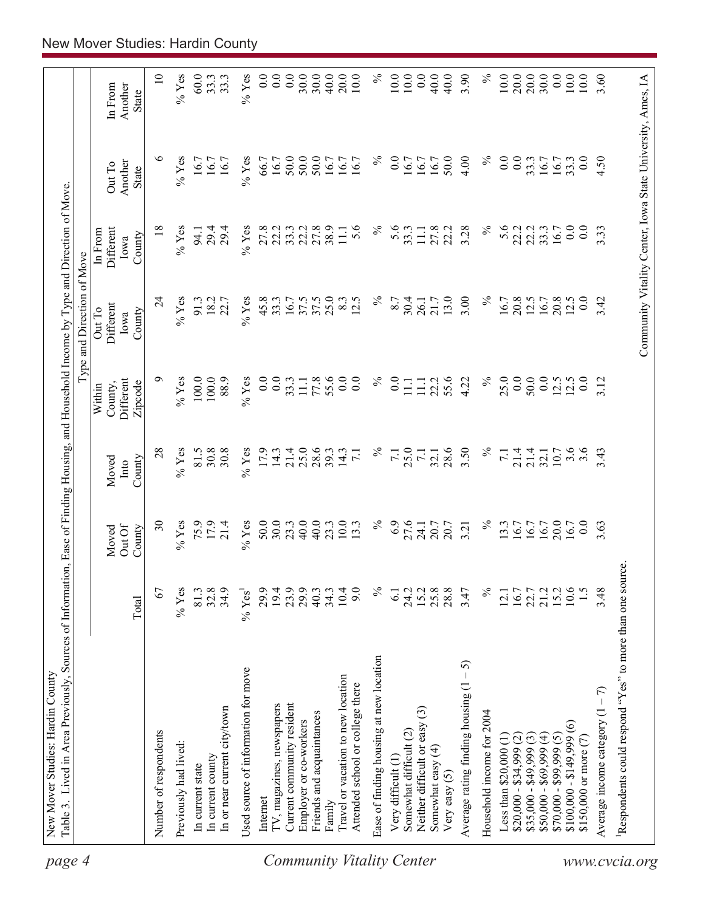New Mover Studies: Hardin County

Table 3. Lived in Area Previously, Sources of Information, Ease of Finding Housing, and Household Income by Type and Direction of Move.

| | Total | Moved Out Of County | Moved Into County | Within County, Different Zipcode | Out To Different Iowa County | In From Different Iowa County | Out To Another State | In From Another State |
|---|---|---|---|---|---|---|---|---|
| | | | | Type and Direction of Move | | | | |
| Number of respondents | 67 | 30 | 28 | 9 | 24 | 18 | 6 | 10 |
| Previously had lived: | % Yes | % Yes | % Yes | % Yes | % Yes | % Yes | % Yes | % Yes |
| In current state | 81.3 | 75.9 | 81.5 | 100.0 | 91.3 | 94.1 | 16.7 | 60.0 |
| In current county | 32.8 | 17.9 | 30.8 | 100.0 | 18.2 | 29.4 | 16.7 | 33.3 |
| In or near current city/town | 34.9 | 21.4 | 30.8 | 88.9 | 22.7 | 29.4 | 16.7 | 33.3 |
| Used source of information for move | % Yes[1] | % Yes | % Yes | % Yes | % Yes | % Yes | % Yes | % Yes |
| Internet | 29.9 | 50.0 | 17.9 | 0.0 | 45.8 | 27.8 | 66.7 | 0.0 |
| TV, magazines, newspapers | 19.4 | 30.0 | 14.3 | 0.0 | 33.3 | 22.2 | 16.7 | 0.0 |
| Current community resident | 23.9 | 23.3 | 21.4 | 33.3 | 16.7 | 33.3 | 50.0 | 0.0 |
| Employer or co-workers | 29.9 | 40.0 | 25.0 | 11.1 | 37.5 | 22.2 | 50.0 | 30.0 |
| Friends and acquaintances | 40.3 | 40.0 | 28.6 | 77.8 | 37.5 | 27.8 | 50.0 | 30.0 |
| Family | 34.3 | 23.3 | 39.3 | 55.6 | 25.0 | 38.9 | 16.7 | 40.0 |
| Travel or vacation to new location | 10.4 | 10.0 | 14.3 | 0.0 | 8.3 | 11.1 | 16.7 | 20.0 |
| Attended school or college there | 9.0 | 13.3 | 7.1 | 0.0 | 12.5 | 5.6 | 16.7 | 10.0 |
| Ease of finding housing at new location | % | % | % | % | % | % | % | % |
| Very difficult (1) | 6.1 | 6.9 | 7.1 | 0.0 | 8.7 | 5.6 | 0.0 | 10.0 |
| Somewhat difficult (2) | 24.2 | 27.6 | 25.0 | 11.1 | 30.4 | 33.3 | 16.7 | 10.0 |
| Neither difficult or easy (3) | 15.2 | 24.1 | 7.1 | 11.1 | 26.1 | 11.1 | 16.7 | 0.0 |
| Somewhat easy (4) | 25.8 | 20.7 | 32.1 | 22.2 | 21.7 | 27.8 | 16.7 | 40.0 |
| Very easy (5) | 28.8 | 20.7 | 28.6 | 55.6 | 13.0 | 22.2 | 50.0 | 40.0 |
| Average rating finding housing (1 – 5) | 3.47 | 3.21 | 3.50 | 4.22 | 3.00 | 3.28 | 4.00 | 3.90 |
| Household income for 2004 | % | % | % | % | % | % | % | % |
| Less than $20,000 (1) | 12.1 | 13.3 | 7.1 | 25.0 | 16.7 | 5.6 | 0.0 | 10.0 |
| $20,000 - $34,999 (2) | 16.7 | 16.7 | 21.4 | 0.0 | 20.8 | 22.2 | 0.0 | 20.0 |
| $35,000 - $49,999 (3) | 22.7 | 16.7 | 21.4 | 50.0 | 12.5 | 22.2 | 33.3 | 20.0 |
| $50,000 - $69,999 (4) | 21.2 | 16.7 | 32.1 | 0.0 | 16.7 | 33.3 | 16.7 | 30.0 |
| $70,000 - $99,999 (5) | 15.2 | 20.0 | 10.7 | 12.5 | 20.8 | 16.7 | 16.7 | 0.0 |
| $100,000 - $149,999 (6) | 10.6 | 16.7 | 3.6 | 12.5 | 12.5 | 0.0 | 33.3 | 10.0 |
| $150,000 or more (7) | 1.5 | 0.0 | 3.6 | 0.0 | 0.0 | 0.0 | 0.0 | 10.0 |
| Average income category (1 – 7) | 3.48 | 3.63 | 3.43 | 3.12 | 3.42 | 3.33 | 4.50 | 3.60 |

[1]Respondents could respond "Yes" to more than one source.

Community Vitality Center, Iowa State University, Ames, IA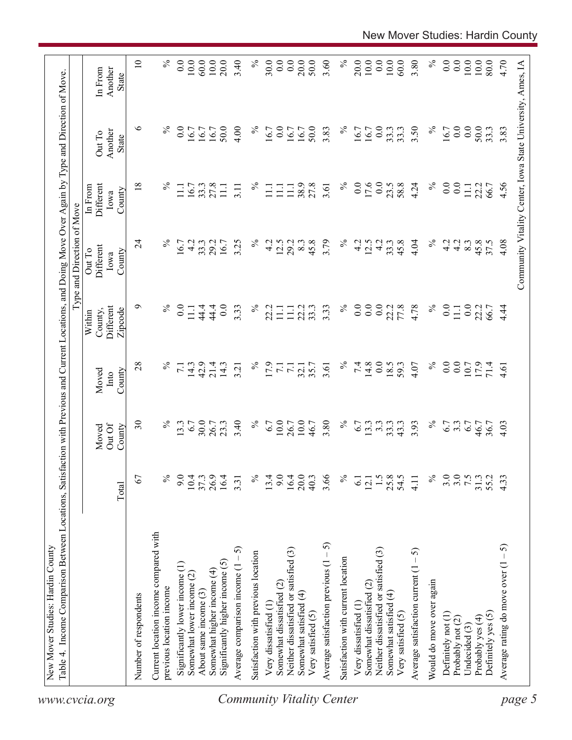New Mover Studies: Hardin County

Table 4. Income Comparison Between Locations, Satisfaction with Previous and Current Locations, and Doing Move Over Again by Type and Direction of Move.

| | Total | Moved Out Of County | Moved Into County | Within County, Different Zipcode | Out To Different Iowa County | In From Different Iowa County | Out To Another State | In From Another State |
|---|---|---|---|---|---|---|---|---|
| | | Type and Direction of Move | | | | | | |
| Number of respondents | 67 | 30 | 28 | 9 | 24 | 18 | 6 | 10 |
| Current location income compared with previous location income | % | % | % | % | % | % | % | % |
| Significantly lower income (1) | 9.0 | 13.3 | 7.1 | 0.0 | 16.7 | 11.1 | 0.0 | 0.0 |
| Somewhat lower income (2) | 10.4 | 6.7 | 14.3 | 11.1 | 4.2 | 16.7 | 16.7 | 10.0 |
| About same income (3) | 37.3 | 30.0 | 42.9 | 44.4 | 33.3 | 33.3 | 16.7 | 60.0 |
| Somewhat higher income (4) | 26.9 | 26.7 | 21.4 | 44.4 | 29.2 | 27.8 | 16.7 | 10.0 |
| Significantly higher income (5) | 16.4 | 23.3 | 14.3 | 0.0 | 16.7 | 11.1 | 50.0 | 20.0 |
| Average comparison income (1 – 5) | 3.31 | 3.40 | 3.21 | 3.33 | 3.25 | 3.11 | 4.00 | 3.40 |
| Satisfaction with previous location | % | % | % | % | % | % | % | % |
| Very dissatisfied (1) | 13.4 | 6.7 | 17.9 | 22.2 | 4.2 | 11.1 | 16.7 | 30.0 |
| Somewhat dissatisfied (2) | 9.0 | 10.0 | 7.1 | 11.1 | 12.5 | 11.1 | 0.0 | 0.0 |
| Neither dissatisfied or satisfied (3) | 16.4 | 26.7 | 7.1 | 11.1 | 29.2 | 11.1 | 16.7 | 0.0 |
| Somewhat satisfied (4) | 20.0 | 10.0 | 32.1 | 22.2 | 8.3 | 38.9 | 16.7 | 20.0 |
| Very satisfied (5) | 40.3 | 46.7 | 35.7 | 33.3 | 45.8 | 27.8 | 50.0 | 50.0 |
| Average satisfaction previous (1 – 5) | 3.66 | 3.80 | 3.61 | 3.33 | 3.79 | 3.61 | 3.83 | 3.60 |
| Satisfaction with current location | % | % | % | % | % | % | % | % |
| Very dissatisfied (1) | 6.1 | 6.7 | 7.4 | 0.0 | 4.2 | 0.0 | 16.7 | 20.0 |
| Somewhat dissatisfied (2) | 12.1 | 13.3 | 14.8 | 0.0 | 12.5 | 17.6 | 16.7 | 10.0 |
| Neither dissatisfied or satisfied (3) | 1.5 | 3.3 | 0.0 | 0.0 | 4.2 | 0.0 | 0.0 | 0.0 |
| Somewhat satisfied (4) | 25.8 | 33.3 | 18.5 | 22.2 | 33.3 | 23.5 | 33.3 | 10.0 |
| Very satisfied (5) | 54.5 | 43.3 | 59.3 | 77.8 | 45.8 | 58.8 | 33.3 | 60.0 |
| Average satisfaction current (1 – 5) | 4.11 | 3.93 | 4.07 | 4.78 | 4.04 | 4.24 | 3.50 | 3.80 |
| Would do move over again | % | % | % | % | % | % | % | % |
| Definitely not (1) | 3.0 | 6.7 | 0.0 | 0.0 | 4.2 | 0.0 | 16.7 | 0.0 |
| Probably not (2) | 3.0 | 3.3 | 0.0 | 11.1 | 4.2 | 0.0 | 0.0 | 0.0 |
| Undecided (3) | 7.5 | 6.7 | 10.7 | 0.0 | 8.3 | 11.1 | 0.0 | 10.0 |
| Probably yes (4) | 31.3 | 46.7 | 17.9 | 22.2 | 45.8 | 22.2 | 50.0 | 10.0 |
| Definitely yes (5) | 55.2 | 36.7 | 71.4 | 66.7 | 37.5 | 66.7 | 33.3 | 80.0 |
| Average rating do move over (1 – 5) | 4.33 | 4.03 | 4.61 | 4.44 | 4.08 | 4.56 | 3.83 | 4.70 |

Community Vitality Center, Iowa State University, Ames, IA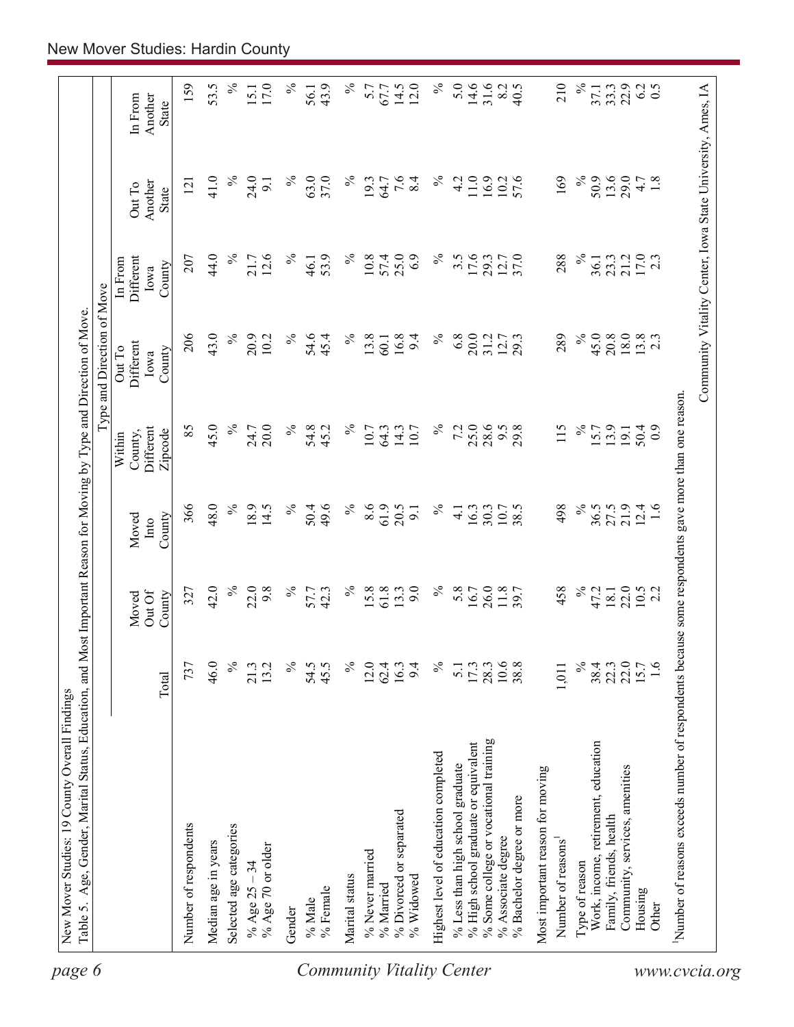New Mover Studies: 19 County Overall Findings

Table 5. Age, Gender, Marital Status, Education, and Most Important Reason for Moving by Type and Direction of Move.

| | Total | Moved Out Of County | Moved Into County | Type and Direction of Move: Within County, Different Zipcode | Out To Different Iowa County | In From Different Iowa County | Out To Another State | In From Another State |
|---|---|---|---|---|---|---|---|---|
| Number of respondents | 737 | 327 | 366 | 85 | 206 | 207 | 121 | 159 |
| Median age in years | 46.0 | 42.0 | 48.0 | 45.0 | 43.0 | 44.0 | 41.0 | 53.5 |
| Selected age categories | % | % | % | % | % | % | % | % |
| % Age 25 – 34 | 21.3 | 22.0 | 18.9 | 24.7 | 20.9 | 21.7 | 24.0 | 15.1 |
| % Age 70 or older | 13.2 | 9.8 | 14.5 | 20.0 | 10.2 | 12.6 | 9.1 | 17.0 |
| Gender | % | % | % | % | % | % | % | % |
| % Male | 54.5 | 57.7 | 50.4 | 54.8 | 54.6 | 46.1 | 63.0 | 56.1 |
| % Female | 45.5 | 42.3 | 49.6 | 45.2 | 45.4 | 53.9 | 37.0 | 43.9 |
| Marital status | % | % | % | % | % | % | % | % |
| % Never married | 12.0 | 15.8 | 8.6 | 10.7 | 13.8 | 10.8 | 19.3 | 5.7 |
| % Married | 62.4 | 61.8 | 61.9 | 64.3 | 60.1 | 57.4 | 64.7 | 67.7 |
| % Divorced or separated | 16.3 | 13.3 | 20.5 | 14.3 | 16.8 | 25.0 | 7.6 | 14.5 |
| % Widowed | 9.4 | 9.0 | 9.1 | 10.7 | 9.4 | 6.9 | 8.4 | 12.0 |
| Highest level of education completed | % | % | % | % | % | % | % | % |
| % Less than high school graduate | 5.1 | 5.8 | 4.1 | 7.2 | 6.8 | 3.5 | 4.2 | 5.0 |
| % High school graduate or equivalent | 17.3 | 16.7 | 16.3 | 25.0 | 20.0 | 17.6 | 11.0 | 14.6 |
| % Some college or vocational training | 28.3 | 26.0 | 30.3 | 28.6 | 31.2 | 29.3 | 16.9 | 31.6 |
| % Associate degree | 10.6 | 11.8 | 10.7 | 9.5 | 12.7 | 12.7 | 10.2 | 8.2 |
| % Bachelor degree or more | 38.8 | 39.7 | 38.5 | 29.8 | 29.3 | 37.0 | 57.6 | 40.5 |
| Most important reason for moving | | | | | | | | |
| Number of reasons[1] | 1,011 | 458 | 498 | 115 | 289 | 288 | 169 | 210 |
| Type of reason | % | % | % | % | % | % | % | % |
| Work, income, retirement, education | 38.4 | 47.2 | 36.5 | 15.7 | 45.0 | 36.1 | 50.9 | 37.1 |
| Family, friends, health | 22.3 | 18.1 | 27.5 | 13.9 | 20.8 | 23.3 | 13.6 | 33.3 |
| Community, services, amenities | 22.0 | 22.0 | 21.9 | 19.1 | 18.0 | 21.2 | 29.0 | 22.9 |
| Housing | 15.7 | 10.5 | 12.4 | 50.4 | 13.8 | 17.0 | 4.7 | 6.2 |
| Other | 1.6 | 2.2 | 1.6 | 0.9 | 2.3 | 2.3 | 1.8 | 0.5 |

[1]Number of reasons exceeds number of respondents because some respondents gave more than one reason.

Community Vitality Center, Iowa State University, Ames, IA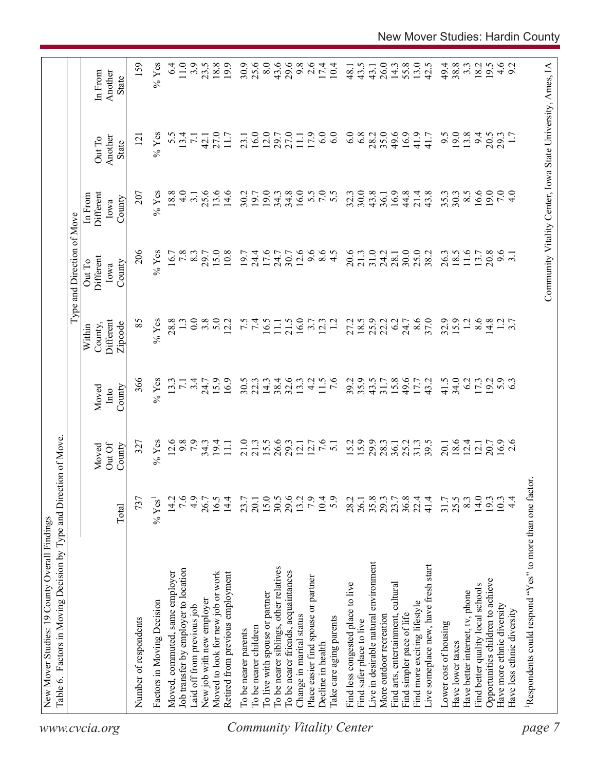New Mover Studies: 19 County Overall Findings

Table 6. Factors in Moving Decision by Type and Direction of Move.

| | Total | Moved Out Of County | Moved Into County | Type and Direction of Move | | | | |
|---|---|---|---|---|---|---|---|---|
| | | | | Within County, Different Zipcode | Out To Different Iowa County | In From Different Iowa County | Out To Another State | In From Another State |
| Number of respondents | 737 | 327 | 366 | 85 | 206 | 207 | 121 | 159 |
| Factors in Moving Decision | % Yes[1] | % Yes | % Yes | % Yes | % Yes | % Yes | % Yes | % Yes |
| Moved, commuted, same employer | 14.2 | 12.6 | 13.3 | 28.8 | 16.7 | 18.8 | 5.5 | 6.4 |
| Job transfer by employer to location | 7.6 | 9.8 | 7.1 | 1.3 | 7.8 | 4.0 | 13.4 | 11.0 |
| Laid off from previous job | 4.9 | 7.9 | 3.4 | 0.0 | 8.3 | 3.1 | 7.1 | 3.9 |
| New job with new employer | 26.7 | 34.3 | 24.7 | 3.8 | 29.7 | 25.6 | 42.1 | 23.5 |
| Moved to look for new job or work | 16.5 | 19.4 | 15.9 | 5.0 | 15.0 | 13.6 | 27.0 | 18.8 |
| Retired from previous employment | 14.4 | 11.1 | 16.9 | 12.2 | 10.8 | 14.6 | 11.7 | 19.9 |
| To be nearer parents | 23.7 | 21.0 | 30.5 | 7.5 | 19.7 | 30.2 | 23.1 | 30.9 |
| To be nearer children | 20.1 | 21.3 | 22.3 | 7.4 | 24.4 | 19.7 | 16.0 | 25.6 |
| To live with spouse or partner | 15.0 | 15.5 | 14.3 | 16.5 | 17.6 | 19.0 | 12.0 | 8.0 |
| To be nearer siblings, other relatives | 30.5 | 26.6 | 38.4 | 11.1 | 24.7 | 34.3 | 29.7 | 43.6 |
| To be nearer friends, acquaintances | 29.6 | 29.3 | 32.6 | 21.5 | 30.7 | 34.8 | 27.0 | 29.6 |
| Change in marital status | 13.2 | 12.1 | 13.3 | 16.0 | 12.6 | 16.0 | 11.1 | 9.8 |
| Place easier find spouse or partner | 7.9 | 12.7 | 4.2 | 3.7 | 9.6 | 5.5 | 17.9 | 2.6 |
| Decline in health | 10.4 | 7.6 | 11.5 | 12.3 | 8.6 | 7.0 | 6.0 | 17.4 |
| Take care aging parents | 5.9 | 5.1 | 7.6 | 1.2 | 4.5 | 5.5 | 6.0 | 10.4 |
| Find less congested place to live | 28.2 | 15.2 | 39.2 | 27.2 | 20.6 | 32.3 | 6.0 | 48.1 |
| Find safer place to live | 26.1 | 15.9 | 35.9 | 18.5 | 21.3 | 30.0 | 6.8 | 43.5 |
| Live in desirable natural environment | 35.8 | 29.9 | 43.5 | 25.9 | 31.0 | 43.8 | 28.2 | 43.1 |
| More outdoor recreation | 29.3 | 28.3 | 31.7 | 22.2 | 24.2 | 36.1 | 35.0 | 26.0 |
| Find arts, entertainment, cultural | 23.7 | 36.1 | 15.8 | 6.2 | 28.1 | 16.9 | 49.6 | 14.3 |
| Find simpler pace of life | 36.8 | 25.2 | 49.6 | 24.7 | 30.0 | 44.8 | 16.9 | 55.8 |
| Find more exciting lifestyle | 22.4 | 31.3 | 17.7 | 8.6 | 25.0 | 21.4 | 41.9 | 13.0 |
| Live someplace new, have fresh start | 41.4 | 39.5 | 43.2 | 37.0 | 38.2 | 43.8 | 41.7 | 42.5 |
| Lower cost of housing | 31.7 | 20.1 | 41.5 | 32.9 | 26.3 | 35.3 | 9.5 | 49.4 |
| Have lower taxes | 25.5 | 18.6 | 34.0 | 15.9 | 18.5 | 30.3 | 19.0 | 38.8 |
| Have better internet, tv, phone | 8.3 | 12.4 | 6.2 | 1.2 | 11.6 | 8.5 | 13.8 | 3.3 |
| Find better quality local schools | 14.0 | 12.1 | 17.3 | 8.6 | 13.7 | 16.6 | 9.4 | 18.2 |
| Opportunities children to achieve | 19.3 | 20.7 | 19.2 | 14.8 | 20.8 | 19.0 | 20.5 | 19.5 |
| Have more ethnic diversity | 10.3 | 16.9 | 5.9 | 1.2 | 9.6 | 7.0 | 29.3 | 4.6 |
| Have less ethnic diversity | 4.4 | 2.6 | 6.3 | 3.7 | 3.1 | 4.0 | 1.7 | 9.2 |

[1]Respondents could respond "Yes" to more than one factor.

Community Vitality Center, Iowa State University, Ames, IA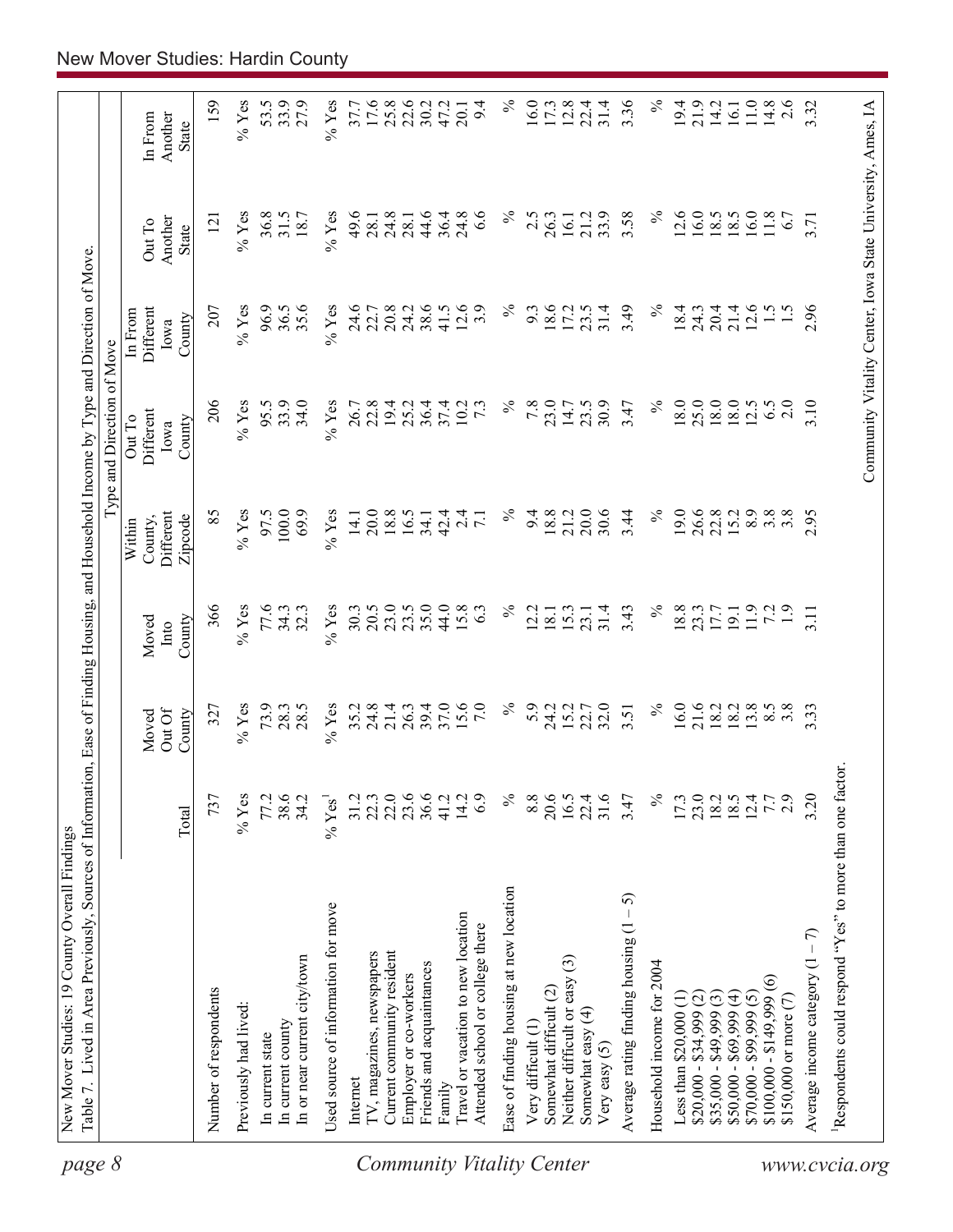New Mover Studies: 19 County Overall Findings

Table 7. Lived in Area Previously, Sources of Information, Ease of Finding Housing, and Household Income by Type and Direction of Move.

| | | | | Type and Direction of Move | | | | |
|---|---|---|---|---|---|---|---|---|
| | Total | Moved Out Of County | Moved Into County | Within County, Different Zipcode | Out To Different Iowa County | In From Different Iowa County | Out To Another State | In From Another State |
| Number of respondents | 737 | 327 | 366 | 85 | 206 | 207 | 121 | 159 |
| Previously had lived: | % Yes | % Yes | % Yes | % Yes | % Yes | % Yes | % Yes | % Yes |
| In current state | 77.2 | 73.9 | 77.6 | 97.5 | 95.5 | 96.9 | 36.8 | 53.5 |
| In current county | 38.6 | 28.3 | 34.3 | 100.0 | 33.9 | 36.5 | 31.5 | 33.9 |
| In or near current city/town | 34.2 | 28.5 | 32.3 | 69.9 | 34.0 | 35.6 | 18.7 | 27.9 |
| Used source of information for move | % Yes[1] | % Yes | % Yes | % Yes | % Yes | % Yes | % Yes | % Yes |
| Internet | 31.2 | 35.2 | 30.3 | 14.1 | 26.7 | 24.6 | 49.6 | 37.7 |
| TV, magazines, newspapers | 22.3 | 24.8 | 20.5 | 20.0 | 22.8 | 22.7 | 28.1 | 17.6 |
| Current community resident | 22.0 | 21.4 | 23.0 | 18.8 | 19.4 | 20.8 | 24.8 | 25.8 |
| Employer or co-workers | 23.6 | 26.3 | 23.5 | 16.5 | 25.2 | 24.2 | 28.1 | 22.6 |
| Friends and acquaintances | 36.6 | 39.4 | 35.0 | 34.1 | 36.4 | 38.6 | 44.6 | 30.2 |
| Family | 41.2 | 37.0 | 44.0 | 42.4 | 37.4 | 41.5 | 36.4 | 47.2 |
| Travel or vacation to new location | 14.2 | 15.6 | 15.8 | 2.4 | 10.2 | 12.6 | 24.8 | 20.1 |
| Attended school or college there | 6.9 | 7.0 | 6.3 | 7.1 | 7.3 | 3.9 | 6.6 | 9.4 |
| Ease of finding housing at new location | % | % | % | % | % | % | % | % |
| Very difficult (1) | 8.8 | 5.9 | 12.2 | 9.4 | 7.8 | 9.3 | 2.5 | 16.0 |
| Somewhat difficult (2) | 20.6 | 24.2 | 18.1 | 18.8 | 23.0 | 18.6 | 26.3 | 17.3 |
| Neither difficult or easy (3) | 16.5 | 15.2 | 15.3 | 21.2 | 14.7 | 17.2 | 16.1 | 12.8 |
| Somewhat easy (4) | 22.4 | 22.7 | 23.1 | 20.0 | 23.5 | 23.5 | 21.2 | 22.4 |
| Very easy (5) | 31.6 | 32.0 | 31.4 | 30.6 | 30.9 | 31.4 | 33.9 | 31.4 |
| Average rating finding housing (1 – 5) | 3.47 | 3.51 | 3.43 | 3.44 | 3.47 | 3.49 | 3.58 | 3.36 |
| Household income for 2004 | % | % | % | % | % | % | % | % |
| Less than $20,000 (1) | 17.3 | 16.0 | 18.8 | 19.0 | 18.0 | 18.4 | 12.6 | 19.4 |
| $20,000 - $34,999 (2) | 23.0 | 21.6 | 23.3 | 26.6 | 25.0 | 24.3 | 16.0 | 21.9 |
| $35,000 - $49,999 (3) | 18.2 | 18.2 | 17.7 | 22.8 | 18.0 | 20.4 | 18.5 | 14.2 |
| $50,000 - $69,999 (4) | 18.5 | 18.2 | 19.1 | 15.2 | 18.0 | 21.4 | 18.5 | 16.1 |
| $70,000 - $99,999 (5) | 12.4 | 13.8 | 11.9 | 8.9 | 12.5 | 12.6 | 16.0 | 11.0 |
| $100,000 - $149,999 (6) | 7.7 | 8.5 | 7.2 | 3.8 | 6.5 | 1.5 | 11.8 | 14.8 |
| $150,000 or more (7) | 2.9 | 3.8 | 1.9 | 3.8 | 2.0 | 1.5 | 6.7 | 2.6 |
| Average income category (1 – 7) | 3.20 | 3.33 | 3.11 | 2.95 | 3.10 | 2.96 | 3.71 | 3.32 |

[1]Respondents could respond "Yes" to more than one factor.

Community Vitality Center, Iowa State University, Ames, IA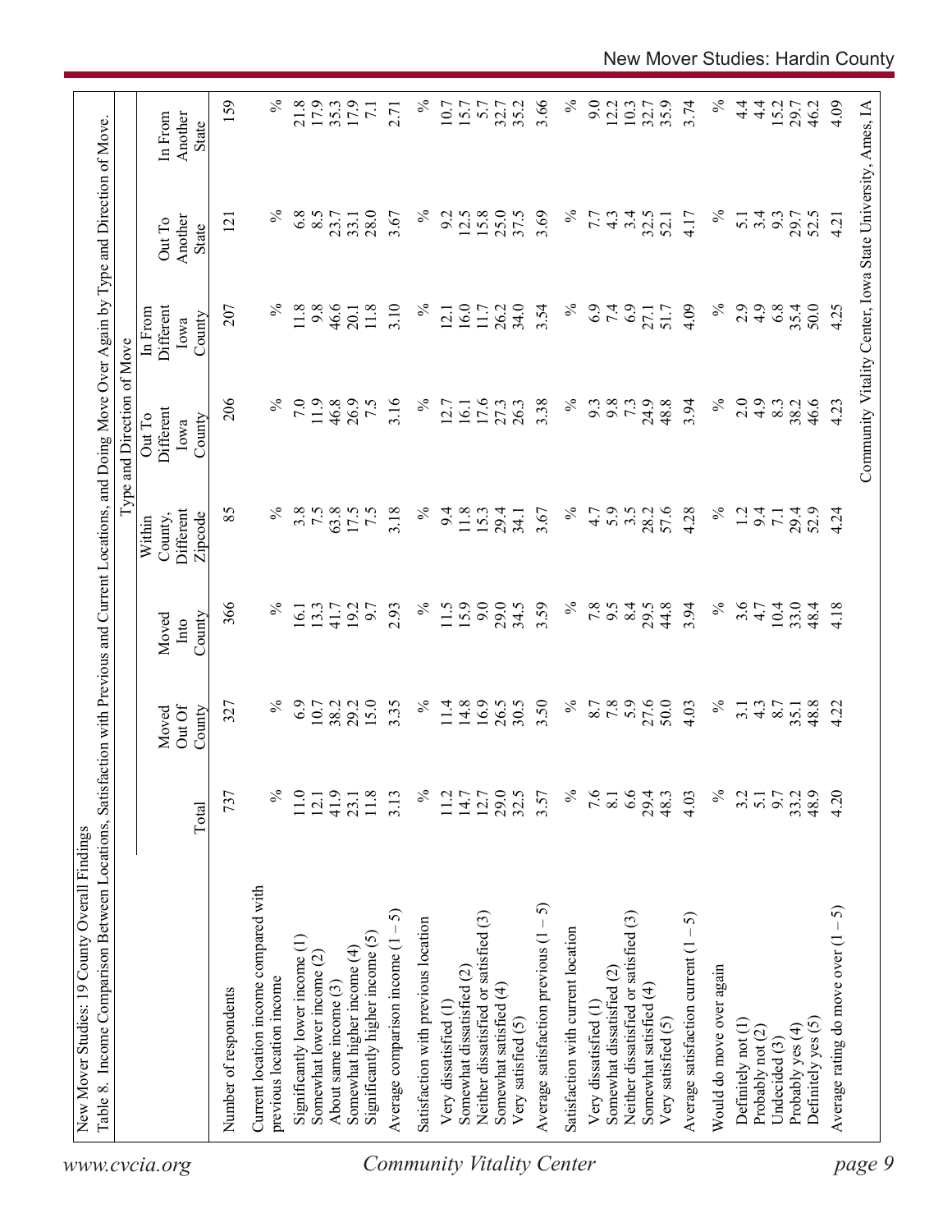New Mover Studies: 19 County Overall Findings

Table 8. Income Comparison Between Locations, Satisfaction with Previous and Current Locations, and Doing Move Over Again by Type and Direction of Move.

| | | Type and Direction of Move | | | | | | |
|---|---|---|---|---|---|---|---|---|
| | Total | Moved Out Of County | Moved Into County | Within County, Different Zipcode | Out To Different Iowa County | In From Different Iowa County | Out To Another State | In From Another State |
| Number of respondents | 737 | 327 | 366 | 85 | 206 | 207 | 121 | 159 |
| Current location income compared with previous location income | % | % | % | % | % | % | % | % |
| Significantly lower income (1) | 11.0 | 6.9 | 16.1 | 3.8 | 7.0 | 11.8 | 6.8 | 21.8 |
| Somewhat lower income (2) | 12.1 | 10.7 | 13.3 | 7.5 | 11.9 | 9.8 | 8.5 | 17.9 |
| About same income (3) | 41.9 | 38.2 | 41.7 | 63.8 | 46.8 | 46.6 | 23.7 | 35.3 |
| Somewhat higher income (4) | 23.1 | 29.2 | 19.2 | 17.5 | 26.9 | 20.1 | 33.1 | 17.9 |
| Significantly higher income (5) | 11.8 | 15.0 | 9.7 | 7.5 | 7.5 | 11.8 | 28.0 | 7.1 |
| Average comparison income (1 – 5) | 3.13 | 3.35 | 2.93 | 3.18 | 3.16 | 3.10 | 3.67 | 2.71 |
| Satisfaction with previous location | % | % | % | % | % | % | % | % |
| Very dissatisfied (1) | 11.2 | 11.4 | 11.5 | 9.4 | 12.7 | 12.1 | 9.2 | 10.7 |
| Somewhat dissatisfied (2) | 14.7 | 14.8 | 15.9 | 11.8 | 16.1 | 16.0 | 12.5 | 15.7 |
| Neither dissatisfied or satisfied (3) | 12.7 | 16.9 | 9.0 | 15.3 | 17.6 | 11.7 | 15.8 | 5.7 |
| Somewhat satisfied (4) | 29.0 | 26.5 | 29.0 | 29.4 | 27.3 | 26.2 | 25.0 | 32.7 |
| Very satisfied (5) | 32.5 | 30.5 | 34.5 | 34.1 | 26.3 | 34.0 | 37.5 | 35.2 |
| Average satisfaction previous (1 – 5) | 3.57 | 3.50 | 3.59 | 3.67 | 3.38 | 3.54 | 3.69 | 3.66 |
| Satisfaction with current location | % | % | % | % | % | % | % | % |
| Very dissatisfied (1) | 7.6 | 8.7 | 7.8 | 4.7 | 9.3 | 6.9 | 7.7 | 9.0 |
| Somewhat dissatisfied (2) | 8.1 | 7.8 | 9.5 | 5.9 | 9.8 | 7.4 | 4.3 | 12.2 |
| Neither dissatisfied or satisfied (3) | 6.6 | 5.9 | 8.4 | 3.5 | 7.3 | 6.9 | 3.4 | 10.3 |
| Somewhat satisfied (4) | 29.4 | 27.6 | 29.5 | 28.2 | 24.9 | 27.1 | 32.5 | 32.7 |
| Very satisfied (5) | 48.3 | 50.0 | 44.8 | 57.6 | 48.8 | 51.7 | 52.1 | 35.9 |
| Average satisfaction current (1 – 5) | 4.03 | 4.03 | 3.94 | 4.28 | 3.94 | 4.09 | 4.17 | 3.74 |
| Would do move over again | % | % | % | % | % | % | % | % |
| Definitely not (1) | 3.2 | 3.1 | 3.6 | 1.2 | 2.0 | 2.9 | 5.1 | 4.4 |
| Probably not (2) | 5.1 | 4.3 | 4.7 | 9.4 | 4.9 | 4.9 | 3.4 | 4.4 |
| Undecided (3) | 9.7 | 8.7 | 10.4 | 7.1 | 8.3 | 6.8 | 9.3 | 15.2 |
| Probably yes (4) | 33.2 | 35.1 | 33.0 | 29.4 | 38.2 | 35.4 | 29.7 | 29.7 |
| Definitely yes (5) | 48.9 | 48.8 | 48.4 | 52.9 | 46.6 | 50.0 | 52.5 | 46.2 |
| Average rating do move over (1 – 5) | 4.20 | 4.22 | 4.18 | 4.24 | 4.23 | 4.25 | 4.21 | 4.09 |

Community Vitality Center, Iowa State University, Ames, IA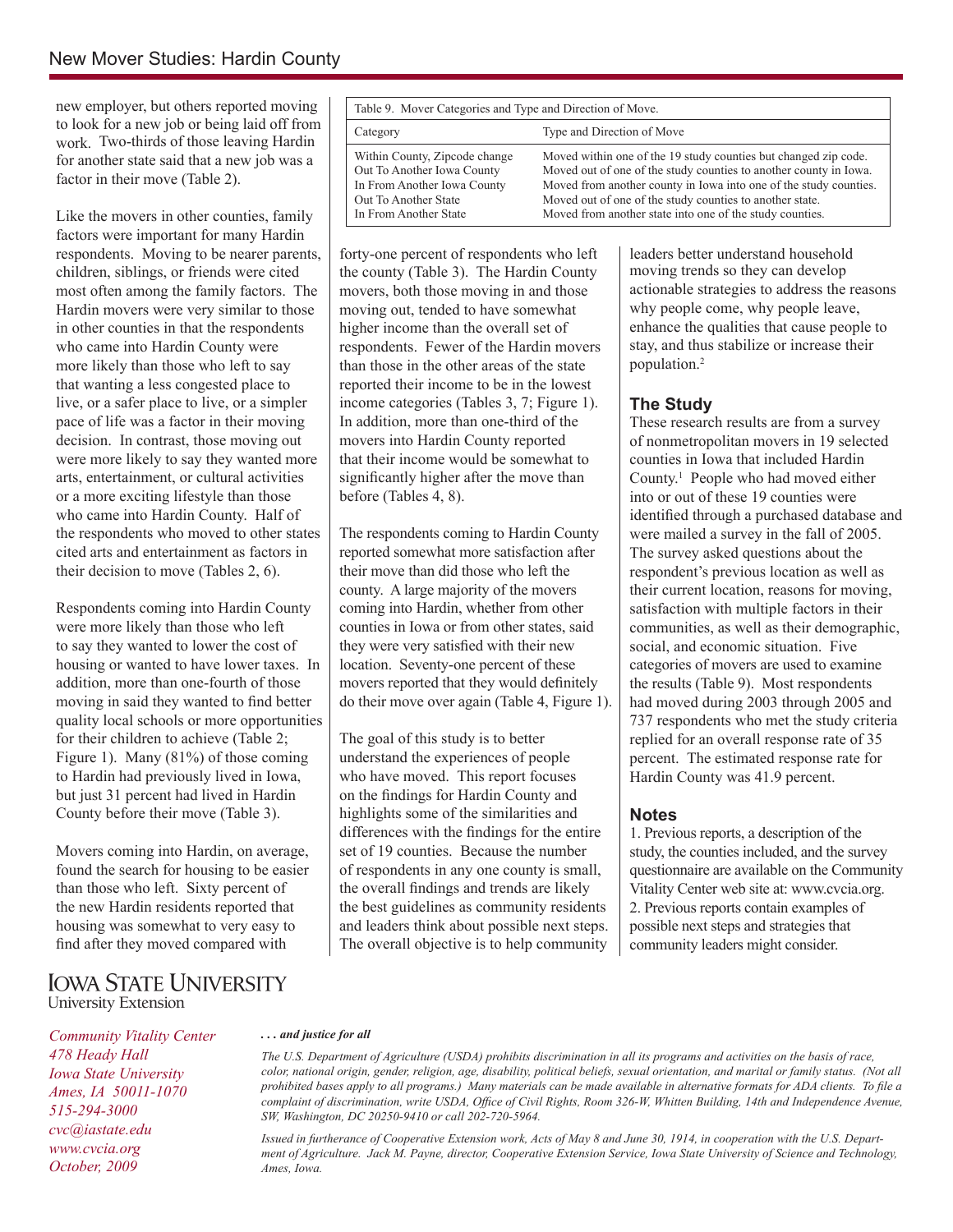new employer, but others reported moving to look for a new job or being laid off from work. Two-thirds of those leaving Hardin for another state said that a new job was a factor in their move (Table 2).

Like the movers in other counties, family factors were important for many Hardin respondents. Moving to be nearer parents, children, siblings, or friends were cited most often among the family factors. The Hardin movers were very similar to those in other counties in that the respondents who came into Hardin County were more likely than those who left to say that wanting a less congested place to live, or a safer place to live, or a simpler pace of life was a factor in their moving decision. In contrast, those moving out were more likely to say they wanted more arts, entertainment, or cultural activities or a more exciting lifestyle than those who came into Hardin County. Half of the respondents who moved to other states cited arts and entertainment as factors in their decision to move (Tables 2, 6).

Respondents coming into Hardin County were more likely than those who left to say they wanted to lower the cost of housing or wanted to have lower taxes. In addition, more than one-fourth of those moving in said they wanted to find better quality local schools or more opportunities for their children to achieve (Table 2; Figure 1). Many (81%) of those coming to Hardin had previously lived in Iowa, but just 31 percent had lived in Hardin County before their move (Table 3).

Movers coming into Hardin, on average, found the search for housing to be easier than those who left. Sixty percent of the new Hardin residents reported that housing was somewhat to very easy to find after they moved compared with forty-one percent of respondents who left the county (Table 3). The Hardin County movers, both those moving in and those moving out, tended to have somewhat higher income than the overall set of respondents. Fewer of the Hardin movers than those in the other areas of the state reported their income to be in the lowest income categories (Tables 3, 7; Figure 1). In addition, more than one-third of the movers into Hardin County reported that their income would be somewhat to significantly higher after the move than before (Tables 4, 8).

The respondents coming to Hardin County reported somewhat more satisfaction after their move than did those who left the county. A large majority of the movers coming into Hardin, whether from other counties in Iowa or from other states, said they were very satisfied with their new location. Seventy-one percent of these movers reported that they would definitely do their move over again (Table 4, Figure 1).

The goal of this study is to better understand the experiences of people who have moved. This report focuses on the findings for Hardin County and highlights some of the similarities and differences with the findings for the entire set of 19 counties. Because the number of respondents in any one county is small, the overall findings and trends are likely the best guidelines as community residents and leaders think about possible next steps. The overall objective is to help community leaders better understand household moving trends so they can develop actionable strategies to address the reasons why people come, why people leave, enhance the qualities that cause people to stay, and thus stabilize or increase their population.[2]

Table 9. Mover Categories and Type and Direction of Move.

| Category | Type and Direction of Move |
|---|---|
| Within County, Zipcode change | Moved within one of the 19 study counties but changed zip code. |
| Out To Another Iowa County | Moved out of one of the study counties to another county in Iowa. |
| In From Another Iowa County | Moved from another county in Iowa into one of the study counties. |
| Out To Another State | Moved out of one of the study counties to another state. |
| In From Another State | Moved from another state into one of the study counties. |

## The Study

These research results are from a survey of nonmetropolitan movers in 19 selected counties in Iowa that included Hardin County.[1] People who had moved either into or out of these 19 counties were identified through a purchased database and were mailed a survey in the fall of 2005. The survey asked questions about the respondent's previous location as well as their current location, reasons for moving, satisfaction with multiple factors in their communities, as well as their demographic, social, and economic situation. Five categories of movers are used to examine the results (Table 9). Most respondents had moved during 2003 through 2005 and 737 respondents who met the study criteria replied for an overall response rate of 35 percent. The estimated response rate for Hardin County was 41.9 percent.

## Notes

1. Previous reports, a description of the study, the counties included, and the survey questionnaire are available on the Community Vitality Center web site at: www.cvcia.org.
2. Previous reports contain examples of possible next steps and strategies that community leaders might consider.

IOWA STATE UNIVERSITY
University Extension

*Community Vitality Center*
*478 Heady Hall*
*Iowa State University*
*Ames, IA 50011-1070*
*515-294-3000*
*cvc@iastate.edu*
*www.cvcia.org*
*October, 2009*

***. . . and justice for all***

*The U.S. Department of Agriculture (USDA) prohibits discrimination in all its programs and activities on the basis of race, color, national origin, gender, religion, age, disability, political beliefs, sexual orientation, and marital or family status. (Not all prohibited bases apply to all programs.) Many materials can be made available in alternative formats for ADA clients. To file a complaint of discrimination, write USDA, Office of Civil Rights, Room 326-W, Whitten Building, 14th and Independence Avenue, SW, Washington, DC 20250-9410 or call 202-720-5964.*

*Issued in furtherance of Cooperative Extension work, Acts of May 8 and June 30, 1914, in cooperation with the U.S. Department of Agriculture. Jack M. Payne, director, Cooperative Extension Service, Iowa State University of Science and Technology, Ames, Iowa.*